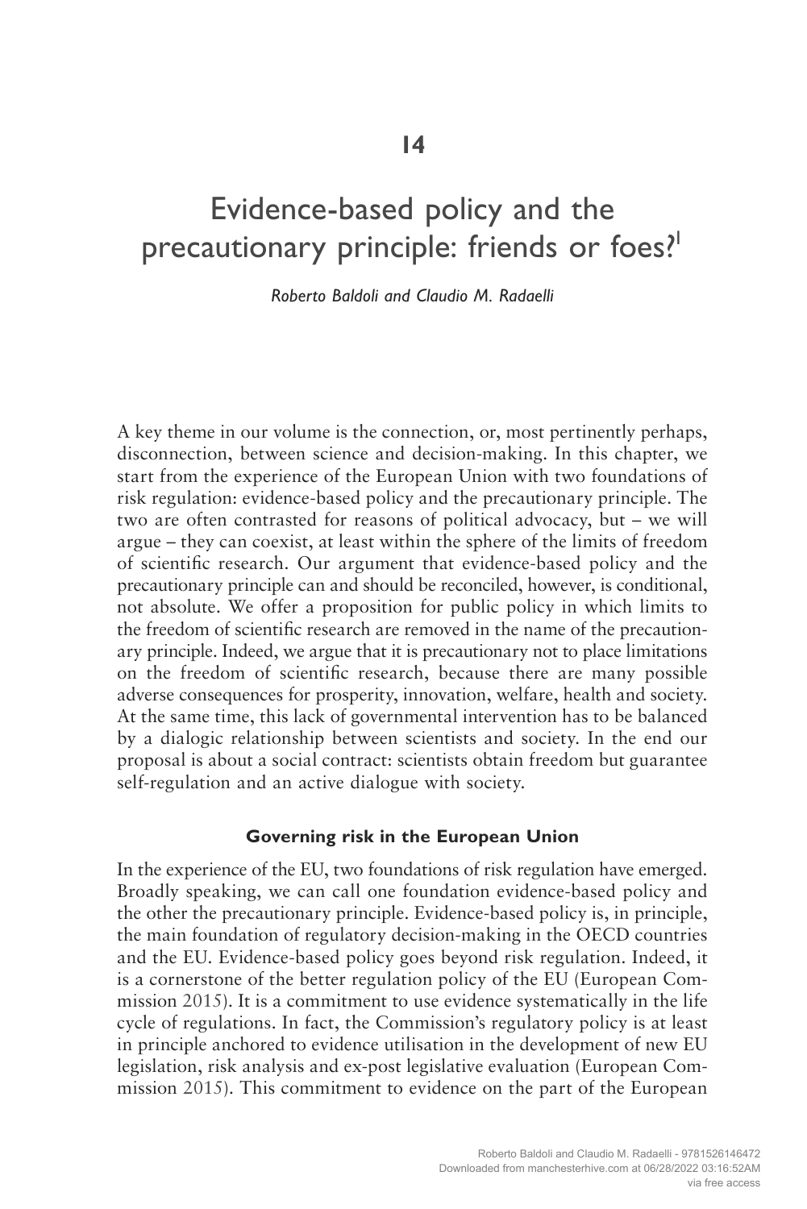# 14

# Evidence-based policy and the precautionary principle: friends or foes?[1]

*Roberto Baldoli and Claudio M. Radaelli*

A key theme in our volume is the connection, or, most pertinently perhaps, disconnection, between science and decision-making. In this chapter, we start from the experience of the European Union with two foundations of risk regulation: evidence-based policy and the precautionary principle. The two are often contrasted for reasons of political advocacy, but – we will argue – they can coexist, at least within the sphere of the limits of freedom of scientific research. Our argument that evidence-based policy and the precautionary principle can and should be reconciled, however, is conditional, not absolute. We offer a proposition for public policy in which limits to the freedom of scientific research are removed in the name of the precautionary principle. Indeed, we argue that it is precautionary not to place limitations on the freedom of scientific research, because there are many possible adverse consequences for prosperity, innovation, welfare, health and society. At the same time, this lack of governmental intervention has to be balanced by a dialogic relationship between scientists and society. In the end our proposal is about a social contract: scientists obtain freedom but guarantee self-regulation and an active dialogue with society.

### Governing risk in the European Union

In the experience of the EU, two foundations of risk regulation have emerged. Broadly speaking, we can call one foundation evidence-based policy and the other the precautionary principle. Evidence-based policy is, in principle, the main foundation of regulatory decision-making in the OECD countries and the EU. Evidence-based policy goes beyond risk regulation. Indeed, it is a cornerstone of the better regulation policy of the EU (European Commission 2015). It is a commitment to use evidence systematically in the life cycle of regulations. In fact, the Commission's regulatory policy is at least in principle anchored to evidence utilisation in the development of new EU legislation, risk analysis and ex-post legislative evaluation (European Commission 2015). This commitment to evidence on the part of the European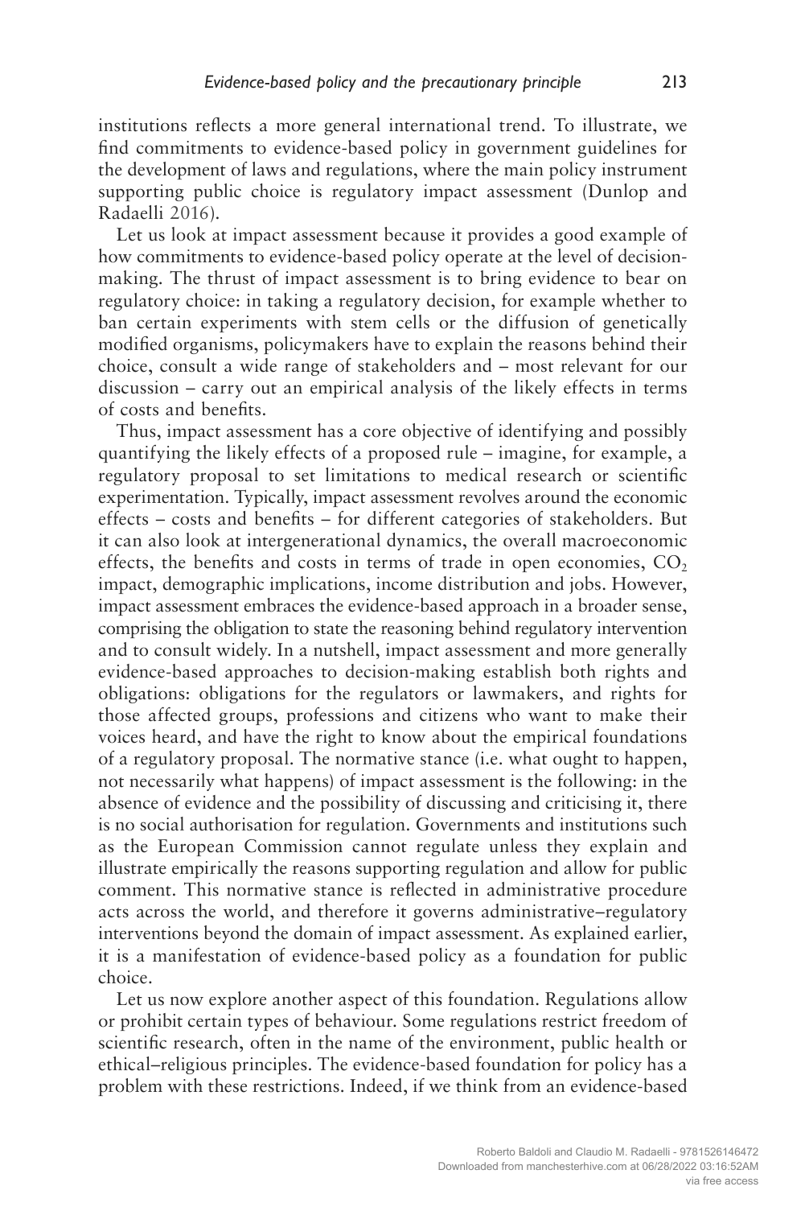institutions reflects a more general international trend. To illustrate, we find commitments to evidence-based policy in government guidelines for the development of laws and regulations, where the main policy instrument supporting public choice is regulatory impact assessment (Dunlop and Radaelli 2016).

Let us look at impact assessment because it provides a good example of how commitments to evidence-based policy operate at the level of decision-making. The thrust of impact assessment is to bring evidence to bear on regulatory choice: in taking a regulatory decision, for example whether to ban certain experiments with stem cells or the diffusion of genetically modified organisms, policymakers have to explain the reasons behind their choice, consult a wide range of stakeholders and – most relevant for our discussion – carry out an empirical analysis of the likely effects in terms of costs and benefits.

Thus, impact assessment has a core objective of identifying and possibly quantifying the likely effects of a proposed rule – imagine, for example, a regulatory proposal to set limitations to medical research or scientific experimentation. Typically, impact assessment revolves around the economic effects – costs and benefits – for different categories of stakeholders. But it can also look at intergenerational dynamics, the overall macroeconomic effects, the benefits and costs in terms of trade in open economies, $CO_2$ impact, demographic implications, income distribution and jobs. However, impact assessment embraces the evidence-based approach in a broader sense, comprising the obligation to state the reasoning behind regulatory intervention and to consult widely. In a nutshell, impact assessment and more generally evidence-based approaches to decision-making establish both rights and obligations: obligations for the regulators or lawmakers, and rights for those affected groups, professions and citizens who want to make their voices heard, and have the right to know about the empirical foundations of a regulatory proposal. The normative stance (i.e. what ought to happen, not necessarily what happens) of impact assessment is the following: in the absence of evidence and the possibility of discussing and criticising it, there is no social authorisation for regulation. Governments and institutions such as the European Commission cannot regulate unless they explain and illustrate empirically the reasons supporting regulation and allow for public comment. This normative stance is reflected in administrative procedure acts across the world, and therefore it governs administrative–regulatory interventions beyond the domain of impact assessment. As explained earlier, it is a manifestation of evidence-based policy as a foundation for public choice.

Let us now explore another aspect of this foundation. Regulations allow or prohibit certain types of behaviour. Some regulations restrict freedom of scientific research, often in the name of the environment, public health or ethical–religious principles. The evidence-based foundation for policy has a problem with these restrictions. Indeed, if we think from an evidence-based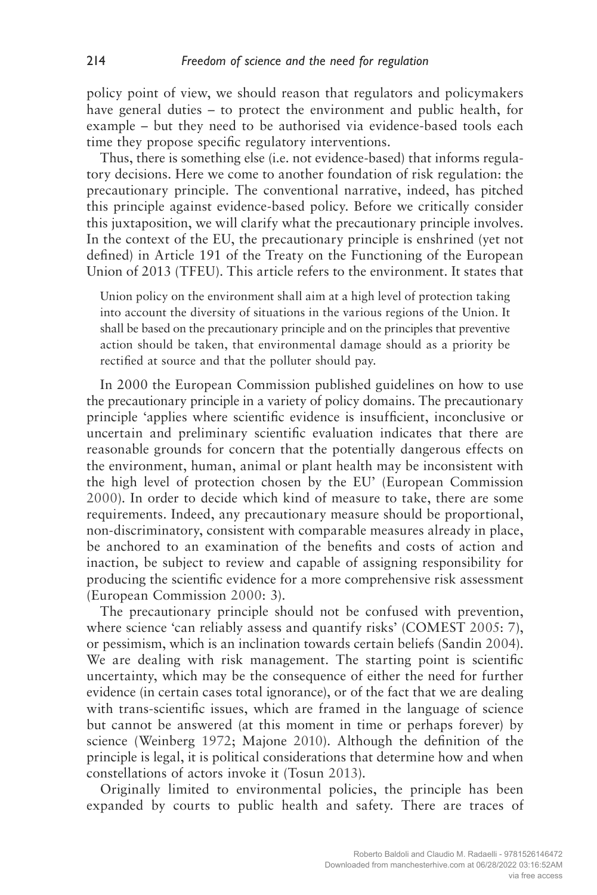policy point of view, we should reason that regulators and policymakers have general duties – to protect the environment and public health, for example – but they need to be authorised via evidence-based tools each time they propose specific regulatory interventions.

Thus, there is something else (i.e. not evidence-based) that informs regulatory decisions. Here we come to another foundation of risk regulation: the precautionary principle. The conventional narrative, indeed, has pitched this principle against evidence-based policy. Before we critically consider this juxtaposition, we will clarify what the precautionary principle involves. In the context of the EU, the precautionary principle is enshrined (yet not defined) in Article 191 of the Treaty on the Functioning of the European Union of 2013 (TFEU). This article refers to the environment. It states that

> Union policy on the environment shall aim at a high level of protection taking into account the diversity of situations in the various regions of the Union. It shall be based on the precautionary principle and on the principles that preventive action should be taken, that environmental damage should as a priority be rectified at source and that the polluter should pay.

In 2000 the European Commission published guidelines on how to use the precautionary principle in a variety of policy domains. The precautionary principle 'applies where scientific evidence is insufficient, inconclusive or uncertain and preliminary scientific evaluation indicates that there are reasonable grounds for concern that the potentially dangerous effects on the environment, human, animal or plant health may be inconsistent with the high level of protection chosen by the EU' (European Commission 2000). In order to decide which kind of measure to take, there are some requirements. Indeed, any precautionary measure should be proportional, non-discriminatory, consistent with comparable measures already in place, be anchored to an examination of the benefits and costs of action and inaction, be subject to review and capable of assigning responsibility for producing the scientific evidence for a more comprehensive risk assessment (European Commission 2000: 3).

The precautionary principle should not be confused with prevention, where science 'can reliably assess and quantify risks' (COMEST 2005: 7), or pessimism, which is an inclination towards certain beliefs (Sandin 2004). We are dealing with risk management. The starting point is scientific uncertainty, which may be the consequence of either the need for further evidence (in certain cases total ignorance), or of the fact that we are dealing with trans-scientific issues, which are framed in the language of science but cannot be answered (at this moment in time or perhaps forever) by science (Weinberg 1972; Majone 2010). Although the definition of the principle is legal, it is political considerations that determine how and when constellations of actors invoke it (Tosun 2013).

Originally limited to environmental policies, the principle has been expanded by courts to public health and safety. There are traces of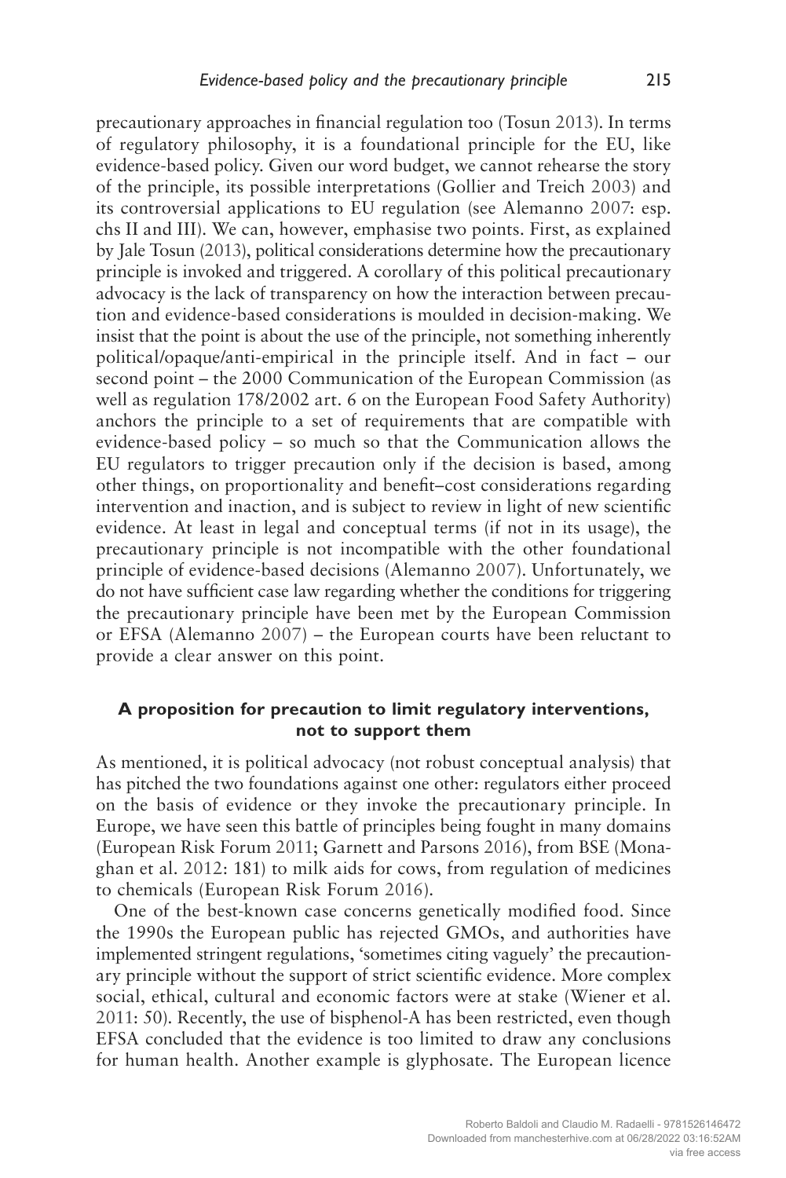precautionary approaches in financial regulation too (Tosun 2013). In terms of regulatory philosophy, it is a foundational principle for the EU, like evidence-based policy. Given our word budget, we cannot rehearse the story of the principle, its possible interpretations (Gollier and Treich 2003) and its controversial applications to EU regulation (see Alemanno 2007: esp. chs II and III). We can, however, emphasise two points. First, as explained by Jale Tosun (2013), political considerations determine how the precautionary principle is invoked and triggered. A corollary of this political precautionary advocacy is the lack of transparency on how the interaction between precaution and evidence-based considerations is moulded in decision-making. We insist that the point is about the use of the principle, not something inherently political/opaque/anti-empirical in the principle itself. And in fact – our second point – the 2000 Communication of the European Commission (as well as regulation 178/2002 art. 6 on the European Food Safety Authority) anchors the principle to a set of requirements that are compatible with evidence-based policy – so much so that the Communication allows the EU regulators to trigger precaution only if the decision is based, among other things, on proportionality and benefit–cost considerations regarding intervention and inaction, and is subject to review in light of new scientific evidence. At least in legal and conceptual terms (if not in its usage), the precautionary principle is not incompatible with the other foundational principle of evidence-based decisions (Alemanno 2007). Unfortunately, we do not have sufficient case law regarding whether the conditions for triggering the precautionary principle have been met by the European Commission or EFSA (Alemanno 2007) – the European courts have been reluctant to provide a clear answer on this point.

### A proposition for precaution to limit regulatory interventions, not to support them

As mentioned, it is political advocacy (not robust conceptual analysis) that has pitched the two foundations against one other: regulators either proceed on the basis of evidence or they invoke the precautionary principle. In Europe, we have seen this battle of principles being fought in many domains (European Risk Forum 2011; Garnett and Parsons 2016), from BSE (Monaghan et al. 2012: 181) to milk aids for cows, from regulation of medicines to chemicals (European Risk Forum 2016).

One of the best-known case concerns genetically modified food. Since the 1990s the European public has rejected GMOs, and authorities have implemented stringent regulations, 'sometimes citing vaguely' the precautionary principle without the support of strict scientific evidence. More complex social, ethical, cultural and economic factors were at stake (Wiener et al. 2011: 50). Recently, the use of bisphenol-A has been restricted, even though EFSA concluded that the evidence is too limited to draw any conclusions for human health. Another example is glyphosate. The European licence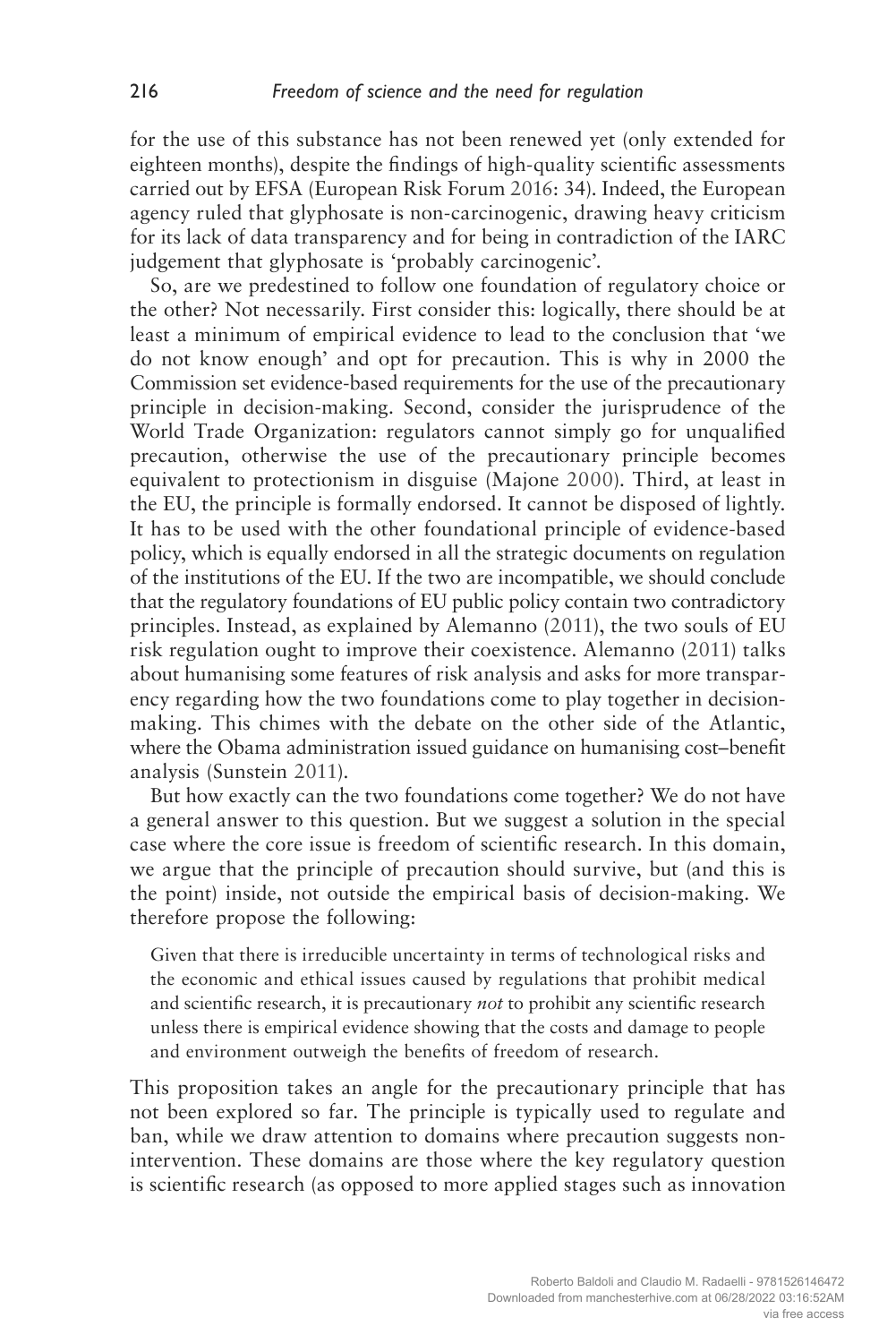for the use of this substance has not been renewed yet (only extended for eighteen months), despite the findings of high-quality scientific assessments carried out by EFSA (European Risk Forum 2016: 34). Indeed, the European agency ruled that glyphosate is non-carcinogenic, drawing heavy criticism for its lack of data transparency and for being in contradiction of the IARC judgement that glyphosate is 'probably carcinogenic'.

So, are we predestined to follow one foundation of regulatory choice or the other? Not necessarily. First consider this: logically, there should be at least a minimum of empirical evidence to lead to the conclusion that 'we do not know enough' and opt for precaution. This is why in 2000 the Commission set evidence-based requirements for the use of the precautionary principle in decision-making. Second, consider the jurisprudence of the World Trade Organization: regulators cannot simply go for unqualified precaution, otherwise the use of the precautionary principle becomes equivalent to protectionism in disguise (Majone 2000). Third, at least in the EU, the principle is formally endorsed. It cannot be disposed of lightly. It has to be used with the other foundational principle of evidence-based policy, which is equally endorsed in all the strategic documents on regulation of the institutions of the EU. If the two are incompatible, we should conclude that the regulatory foundations of EU public policy contain two contradictory principles. Instead, as explained by Alemanno (2011), the two souls of EU risk regulation ought to improve their coexistence. Alemanno (2011) talks about humanising some features of risk analysis and asks for more transparency regarding how the two foundations come to play together in decision-making. This chimes with the debate on the other side of the Atlantic, where the Obama administration issued guidance on humanising cost–benefit analysis (Sunstein 2011).

But how exactly can the two foundations come together? We do not have a general answer to this question. But we suggest a solution in the special case where the core issue is freedom of scientific research. In this domain, we argue that the principle of precaution should survive, but (and this is the point) inside, not outside the empirical basis of decision-making. We therefore propose the following:

> Given that there is irreducible uncertainty in terms of technological risks and the economic and ethical issues caused by regulations that prohibit medical and scientific research, it is precautionary *not* to prohibit any scientific research unless there is empirical evidence showing that the costs and damage to people and environment outweigh the benefits of freedom of research.

This proposition takes an angle for the precautionary principle that has not been explored so far. The principle is typically used to regulate and ban, while we draw attention to domains where precaution suggests non-intervention. These domains are those where the key regulatory question is scientific research (as opposed to more applied stages such as innovation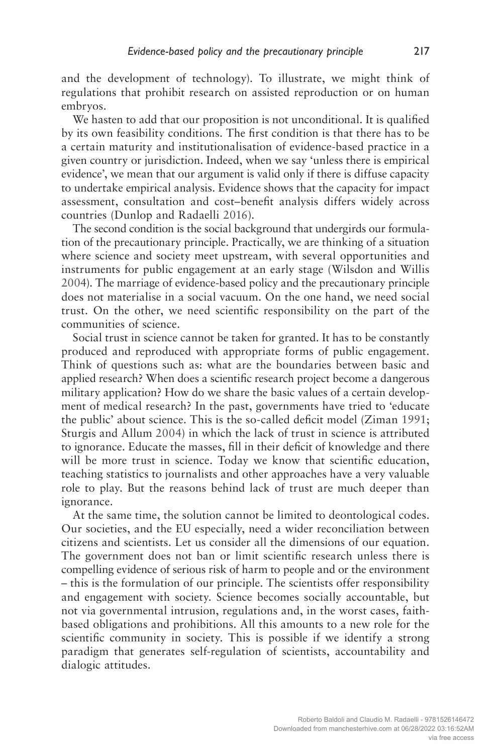and the development of technology). To illustrate, we might think of regulations that prohibit research on assisted reproduction or on human embryos.

We hasten to add that our proposition is not unconditional. It is qualified by its own feasibility conditions. The first condition is that there has to be a certain maturity and institutionalisation of evidence-based practice in a given country or jurisdiction. Indeed, when we say 'unless there is empirical evidence', we mean that our argument is valid only if there is diffuse capacity to undertake empirical analysis. Evidence shows that the capacity for impact assessment, consultation and cost–benefit analysis differs widely across countries (Dunlop and Radaelli 2016).

The second condition is the social background that undergirds our formulation of the precautionary principle. Practically, we are thinking of a situation where science and society meet upstream, with several opportunities and instruments for public engagement at an early stage (Wilsdon and Willis 2004). The marriage of evidence-based policy and the precautionary principle does not materialise in a social vacuum. On the one hand, we need social trust. On the other, we need scientific responsibility on the part of the communities of science.

Social trust in science cannot be taken for granted. It has to be constantly produced and reproduced with appropriate forms of public engagement. Think of questions such as: what are the boundaries between basic and applied research? When does a scientific research project become a dangerous military application? How do we share the basic values of a certain development of medical research? In the past, governments have tried to 'educate the public' about science. This is the so-called deficit model (Ziman 1991; Sturgis and Allum 2004) in which the lack of trust in science is attributed to ignorance. Educate the masses, fill in their deficit of knowledge and there will be more trust in science. Today we know that scientific education, teaching statistics to journalists and other approaches have a very valuable role to play. But the reasons behind lack of trust are much deeper than ignorance.

At the same time, the solution cannot be limited to deontological codes. Our societies, and the EU especially, need a wider reconciliation between citizens and scientists. Let us consider all the dimensions of our equation. The government does not ban or limit scientific research unless there is compelling evidence of serious risk of harm to people and or the environment – this is the formulation of our principle. The scientists offer responsibility and engagement with society. Science becomes socially accountable, but not via governmental intrusion, regulations and, in the worst cases, faith-based obligations and prohibitions. All this amounts to a new role for the scientific community in society. This is possible if we identify a strong paradigm that generates self-regulation of scientists, accountability and dialogic attitudes.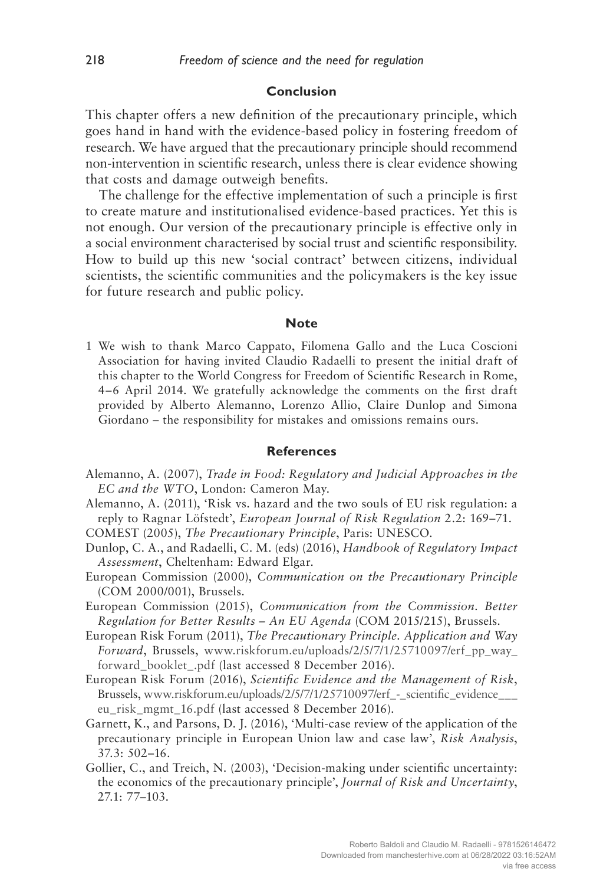## Conclusion

This chapter offers a new definition of the precautionary principle, which goes hand in hand with the evidence-based policy in fostering freedom of research. We have argued that the precautionary principle should recommend non-intervention in scientific research, unless there is clear evidence showing that costs and damage outweigh benefits.

The challenge for the effective implementation of such a principle is first to create mature and institutionalised evidence-based practices. Yet this is not enough. Our version of the precautionary principle is effective only in a social environment characterised by social trust and scientific responsibility. How to build up this new 'social contract' between citizens, individual scientists, the scientific communities and the policymakers is the key issue for future research and public policy.

## Note

1 We wish to thank Marco Cappato, Filomena Gallo and the Luca Coscioni Association for having invited Claudio Radaelli to present the initial draft of this chapter to the World Congress for Freedom of Scientific Research in Rome, 4–6 April 2014. We gratefully acknowledge the comments on the first draft provided by Alberto Alemanno, Lorenzo Allio, Claire Dunlop and Simona Giordano – the responsibility for mistakes and omissions remains ours.

## References

Alemanno, A. (2007), *Trade in Food: Regulatory and Judicial Approaches in the EC and the WTO*, London: Cameron May.

Alemanno, A. (2011), 'Risk vs. hazard and the two souls of EU risk regulation: a reply to Ragnar Löfstedt', *European Journal of Risk Regulation* 2.2: 169–71.

COMEST (2005), *The Precautionary Principle*, Paris: UNESCO.

Dunlop, C. A., and Radaelli, C. M. (eds) (2016), *Handbook of Regulatory Impact Assessment*, Cheltenham: Edward Elgar.

European Commission (2000), *Communication on the Precautionary Principle* (COM 2000/001), Brussels.

European Commission (2015), *Communication from the Commission. Better Regulation for Better Results – An EU Agenda* (COM 2015/215), Brussels.

European Risk Forum (2011), *The Precautionary Principle. Application and Way Forward*, Brussels, www.riskforum.eu/uploads/2/5/7/1/25710097/erf_pp_way_forward_booklet_.pdf (last accessed 8 December 2016).

European Risk Forum (2016), *Scientific Evidence and the Management of Risk*, Brussels, www.riskforum.eu/uploads/2/5/7/1/25710097/erf_-_scientific_evidence___eu_risk_mgmt_16.pdf (last accessed 8 December 2016).

Garnett, K., and Parsons, D. J. (2016), 'Multi-case review of the application of the precautionary principle in European Union law and case law', *Risk Analysis*, 37.3: 502–16.

Gollier, C., and Treich, N. (2003), 'Decision-making under scientific uncertainty: the economics of the precautionary principle', *Journal of Risk and Uncertainty*, 27.1: 77–103.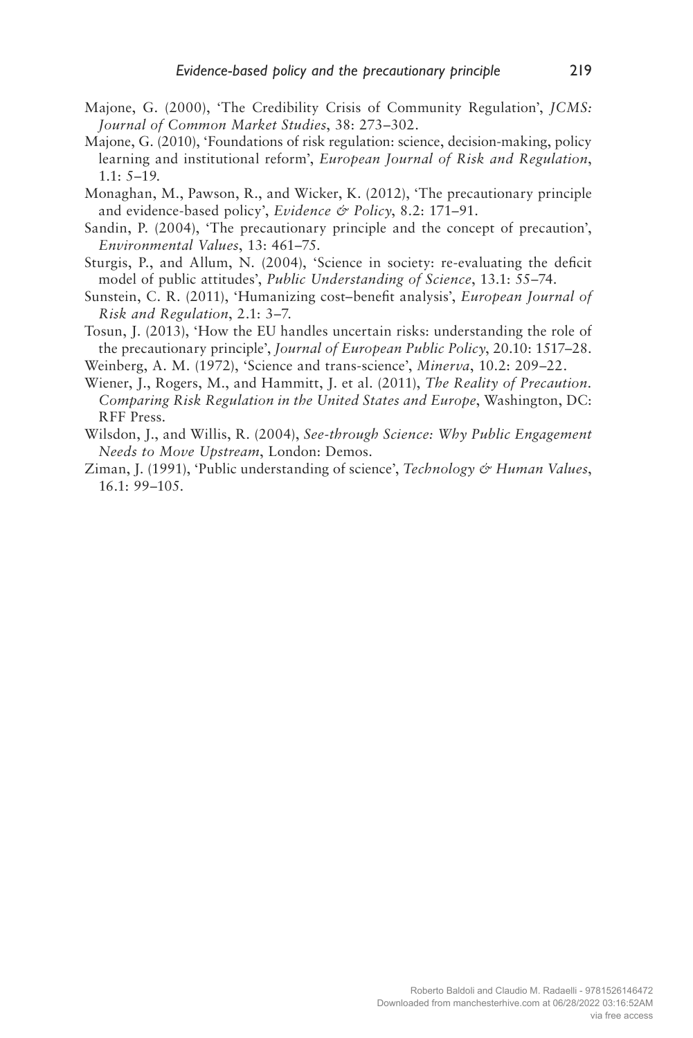Majone, G. (2000), 'The Credibility Crisis of Community Regulation', *JCMS: Journal of Common Market Studies*, 38: 273–302.

Majone, G. (2010), 'Foundations of risk regulation: science, decision-making, policy learning and institutional reform', *European Journal of Risk and Regulation*, 1.1: 5–19.

Monaghan, M., Pawson, R., and Wicker, K. (2012), 'The precautionary principle and evidence-based policy', *Evidence & Policy*, 8.2: 171–91.

Sandin, P. (2004), 'The precautionary principle and the concept of precaution', *Environmental Values*, 13: 461–75.

Sturgis, P., and Allum, N. (2004), 'Science in society: re-evaluating the deficit model of public attitudes', *Public Understanding of Science*, 13.1: 55–74.

Sunstein, C. R. (2011), 'Humanizing cost–benefit analysis', *European Journal of Risk and Regulation*, 2.1: 3–7.

Tosun, J. (2013), 'How the EU handles uncertain risks: understanding the role of the precautionary principle', *Journal of European Public Policy*, 20.10: 1517–28.

Weinberg, A. M. (1972), 'Science and trans-science', *Minerva*, 10.2: 209–22.

Wiener, J., Rogers, M., and Hammitt, J. et al. (2011), *The Reality of Precaution. Comparing Risk Regulation in the United States and Europe*, Washington, DC: RFF Press.

Wilsdon, J., and Willis, R. (2004), *See-through Science: Why Public Engagement Needs to Move Upstream*, London: Demos.

Ziman, J. (1991), 'Public understanding of science', *Technology & Human Values*, 16.1: 99–105.